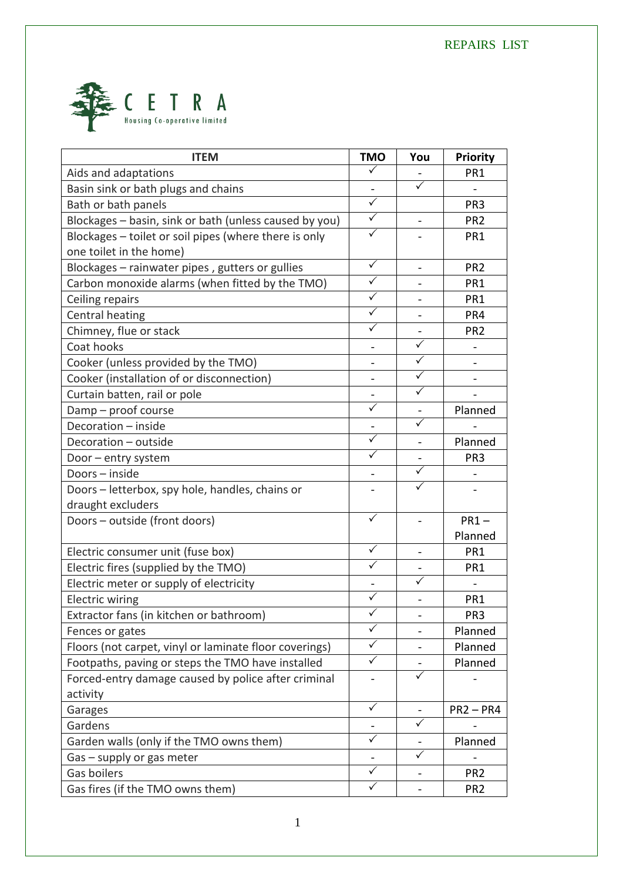# REPAIRS LIST

CETRA
Housing Co-operative limited

| ITEM | TMO | You | Priority |
|---|---|---|---|
| Aids and adaptations | ✓ | - | PR1 |
| Basin sink or bath plugs and chains | - | ✓ | - |
| Bath or bath panels | ✓ | | PR3 |
| Blockages – basin, sink or bath (unless caused by you) | ✓ | - | PR2 |
| Blockages – toilet or soil pipes (where there is only one toilet in the home) | ✓ | - | PR1 |
| Blockages – rainwater pipes , gutters or gullies | ✓ | - | PR2 |
| Carbon monoxide alarms (when fitted by the TMO) | ✓ | - | PR1 |
| Ceiling repairs | ✓ | - | PR1 |
| Central heating | ✓ | - | PR4 |
| Chimney, flue or stack | ✓ | - | PR2 |
| Coat hooks | - | ✓ | - |
| Cooker (unless provided by the TMO) | - | ✓ | - |
| Cooker (installation of or disconnection) | - | ✓ | - |
| Curtain batten, rail or pole | - | ✓ | - |
| Damp – proof course | ✓ | - | Planned |
| Decoration – inside | - | ✓ | - |
| Decoration – outside | ✓ | - | Planned |
| Door – entry system | ✓ | - | PR3 |
| Doors – inside | - | ✓ | - |
| Doors – letterbox, spy hole, handles, chains or draught excluders | - | ✓ | - |
| Doors – outside (front doors) | ✓ | - | PR1 – Planned |
| Electric consumer unit (fuse box) | ✓ | - | PR1 |
| Electric fires (supplied by the TMO) | ✓ | - | PR1 |
| Electric meter or supply of electricity | - | ✓ | - |
| Electric wiring | ✓ | - | PR1 |
| Extractor fans (in kitchen or bathroom) | ✓ | - | PR3 |
| Fences or gates | ✓ | - | Planned |
| Floors (not carpet, vinyl or laminate floor coverings) | ✓ | - | Planned |
| Footpaths, paving or steps the TMO have installed | ✓ | - | Planned |
| Forced-entry damage caused by police after criminal activity | - | ✓ | - |
| Garages | ✓ | - | PR2 – PR4 |
| Gardens | - | ✓ | - |
| Garden walls (only if the TMO owns them) | ✓ | - | Planned |
| Gas – supply or gas meter | - | ✓ | - |
| Gas boilers | ✓ | - | PR2 |
| Gas fires (if the TMO owns them) | ✓ | - | PR2 |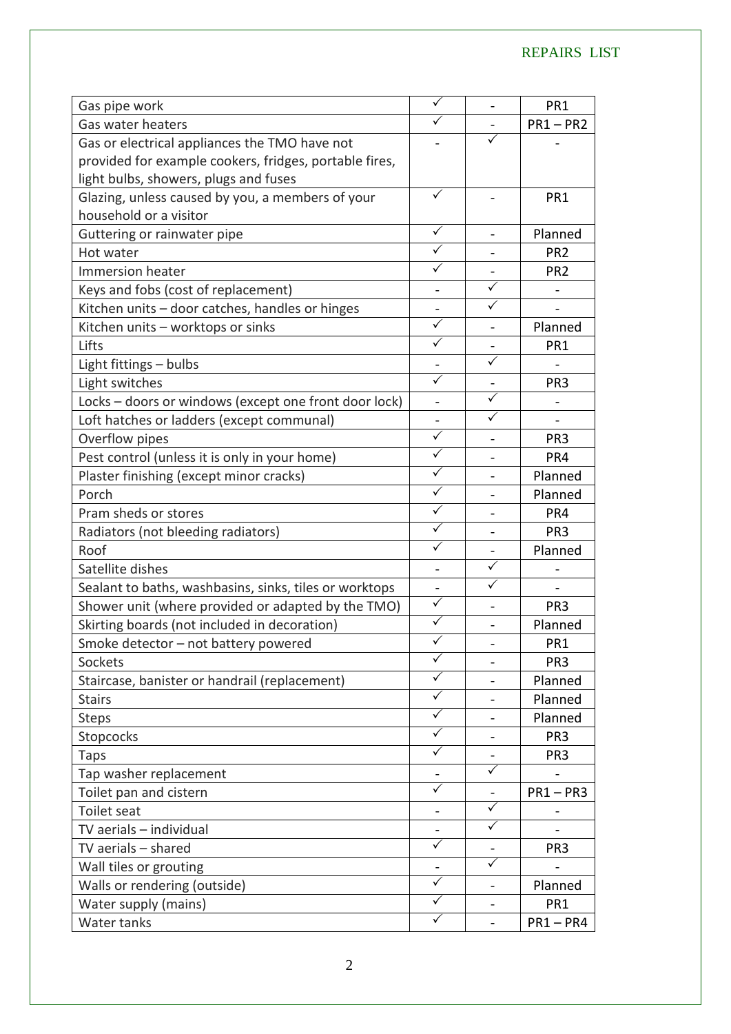| | | | |
|---|---|---|---|
| Gas pipe work | ✓ | - | PR1 |
| Gas water heaters | ✓ | - | PR1 – PR2 |
| Gas or electrical appliances the TMO have not provided for example cookers, fridges, portable fires, light bulbs, showers, plugs and fuses | - | ✓ | - |
| Glazing, unless caused by you, a members of your household or a visitor | ✓ | - | PR1 |
| Guttering or rainwater pipe | ✓ | - | Planned |
| Hot water | ✓ | - | PR2 |
| Immersion heater | ✓ | - | PR2 |
| Keys and fobs (cost of replacement) | - | ✓ | - |
| Kitchen units – door catches, handles or hinges | - | ✓ | - |
| Kitchen units – worktops or sinks | ✓ | - | Planned |
| Lifts | ✓ | - | PR1 |
| Light fittings – bulbs | - | ✓ | - |
| Light switches | ✓ | - | PR3 |
| Locks – doors or windows (except one front door lock) | - | ✓ | - |
| Loft hatches or ladders (except communal) | - | ✓ | - |
| Overflow pipes | ✓ | - | PR3 |
| Pest control (unless it is only in your home) | ✓ | - | PR4 |
| Plaster finishing (except minor cracks) | ✓ | - | Planned |
| Porch | ✓ | - | Planned |
| Pram sheds or stores | ✓ | - | PR4 |
| Radiators (not bleeding radiators) | ✓ | - | PR3 |
| Roof | ✓ | - | Planned |
| Satellite dishes | - | ✓ | - |
| Sealant to baths, washbasins, sinks, tiles or worktops | - | ✓ | - |
| Shower unit (where provided or adapted by the TMO) | ✓ | - | PR3 |
| Skirting boards (not included in decoration) | ✓ | - | Planned |
| Smoke detector – not battery powered | ✓ | - | PR1 |
| Sockets | ✓ | - | PR3 |
| Staircase, banister or handrail (replacement) | ✓ | - | Planned |
| Stairs | ✓ | - | Planned |
| Steps | ✓ | - | Planned |
| Stopcocks | ✓ | - | PR3 |
| Taps | ✓ | - | PR3 |
| Tap washer replacement | - | ✓ | - |
| Toilet pan and cistern | ✓ | - | PR1 – PR3 |
| Toilet seat | - | ✓ | - |
| TV aerials – individual | - | ✓ | - |
| TV aerials – shared | ✓ | - | PR3 |
| Wall tiles or grouting | - | ✓ | - |
| Walls or rendering (outside) | ✓ | - | Planned |
| Water supply (mains) | ✓ | - | PR1 |
| Water tanks | ✓ | - | PR1 – PR4 |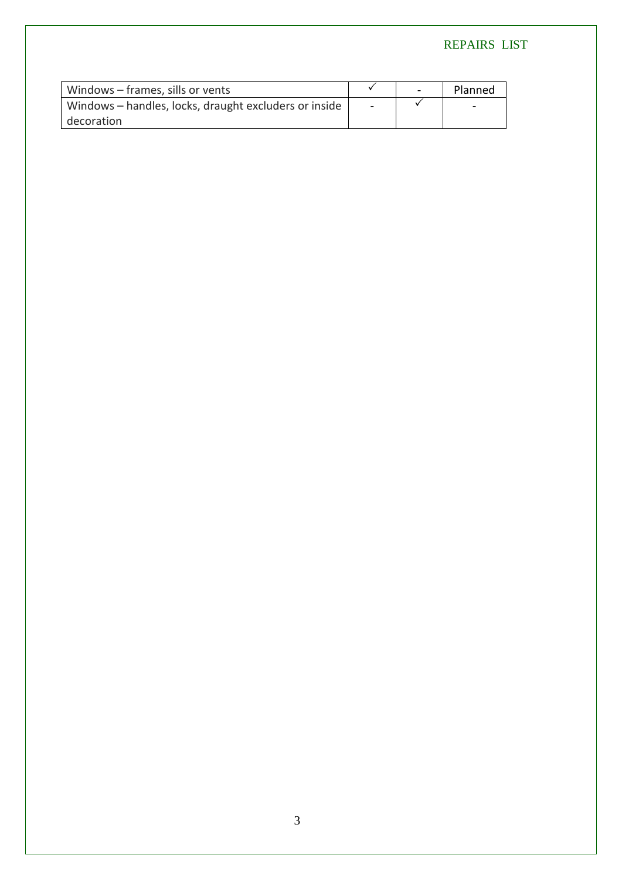| | | | |
|---|---|---|---|
| Windows – frames, sills or vents | ✓ | - | Planned |
| Windows – handles, locks, draught excluders or inside decoration | - | ✓ | - |